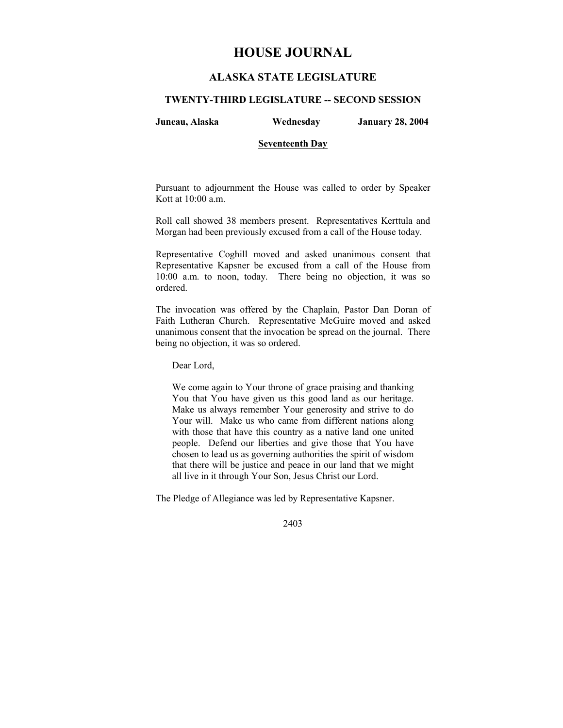# HOUSE JOURNAL

## ALASKA STATE LEGISLATURE

### TWENTY-THIRD LEGISLATURE -- SECOND SESSION

**Juneau, Alaska** **Wednesday** **January 28, 2004**

**Seventeenth Day**

Pursuant to adjournment the House was called to order by Speaker Kott at 10:00 a.m.

Roll call showed 38 members present. Representatives Kerttula and Morgan had been previously excused from a call of the House today.

Representative Coghill moved and asked unanimous consent that Representative Kapsner be excused from a call of the House from 10:00 a.m. to noon, today. There being no objection, it was so ordered.

The invocation was offered by the Chaplain, Pastor Dan Doran of Faith Lutheran Church. Representative McGuire moved and asked unanimous consent that the invocation be spread on the journal. There being no objection, it was so ordered.

> Dear Lord,
>
> We come again to Your throne of grace praising and thanking You that You have given us this good land as our heritage. Make us always remember Your generosity and strive to do Your will. Make us who came from different nations along with those that have this country as a native land one united people. Defend our liberties and give those that You have chosen to lead us as governing authorities the spirit of wisdom that there will be justice and peace in our land that we might all live in it through Your Son, Jesus Christ our Lord.

The Pledge of Allegiance was led by Representative Kapsner.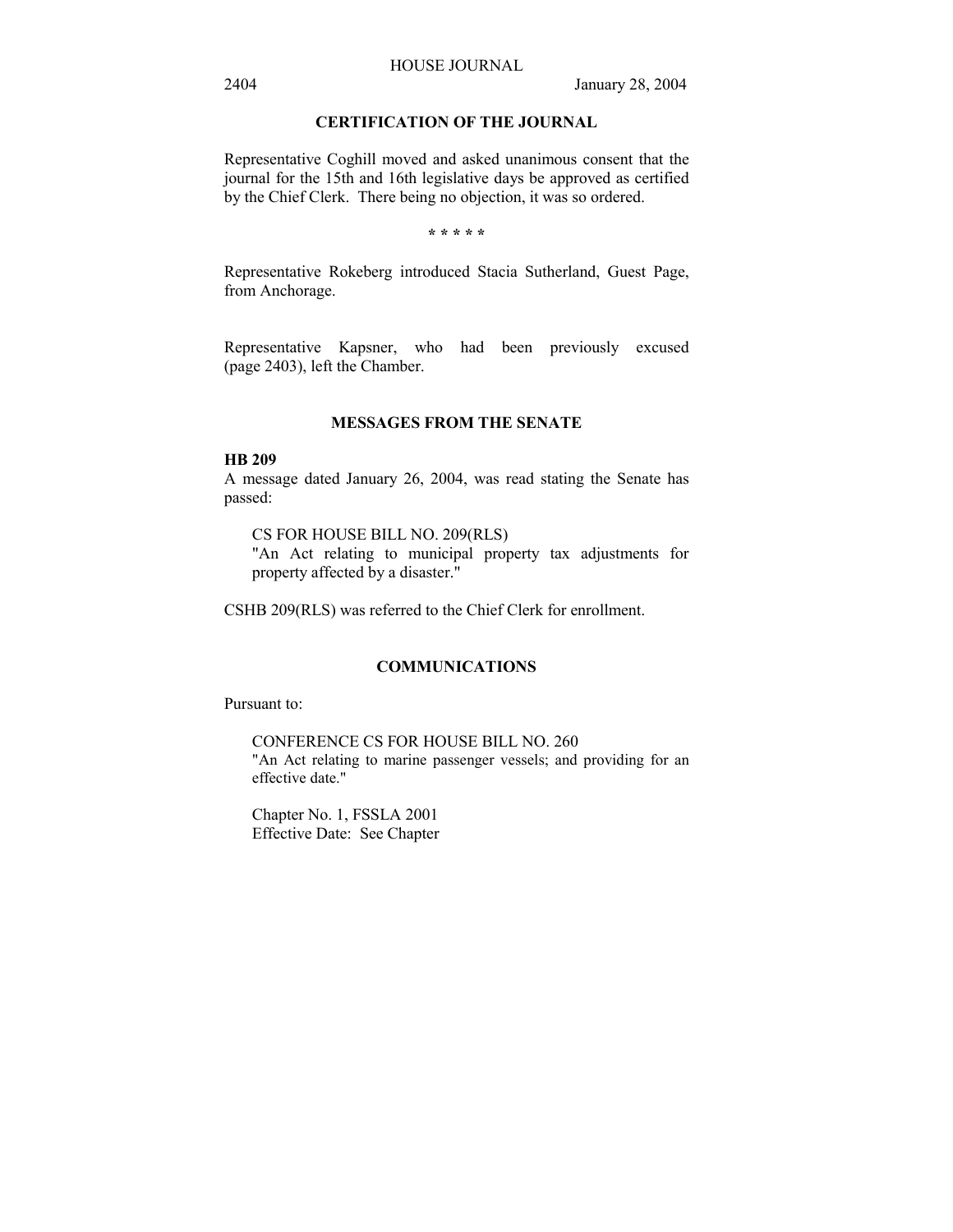## CERTIFICATION OF THE JOURNAL

Representative Coghill moved and asked unanimous consent that the journal for the 15th and 16th legislative days be approved as certified by the Chief Clerk. There being no objection, it was so ordered.

* * * * *

Representative Rokeberg introduced Stacia Sutherland, Guest Page, from Anchorage.

Representative Kapsner, who had been previously excused (page 2403), left the Chamber.

## MESSAGES FROM THE SENATE

**HB 209**

A message dated January 26, 2004, was read stating the Senate has passed:

> CS FOR HOUSE BILL NO. 209(RLS)
> "An Act relating to municipal property tax adjustments for property affected by a disaster."

CSHB 209(RLS) was referred to the Chief Clerk for enrollment.

## COMMUNICATIONS

Pursuant to:

> CONFERENCE CS FOR HOUSE BILL NO. 260
> "An Act relating to marine passenger vessels; and providing for an effective date."
>
> Chapter No. 1, FSSLA 2001
> Effective Date: See Chapter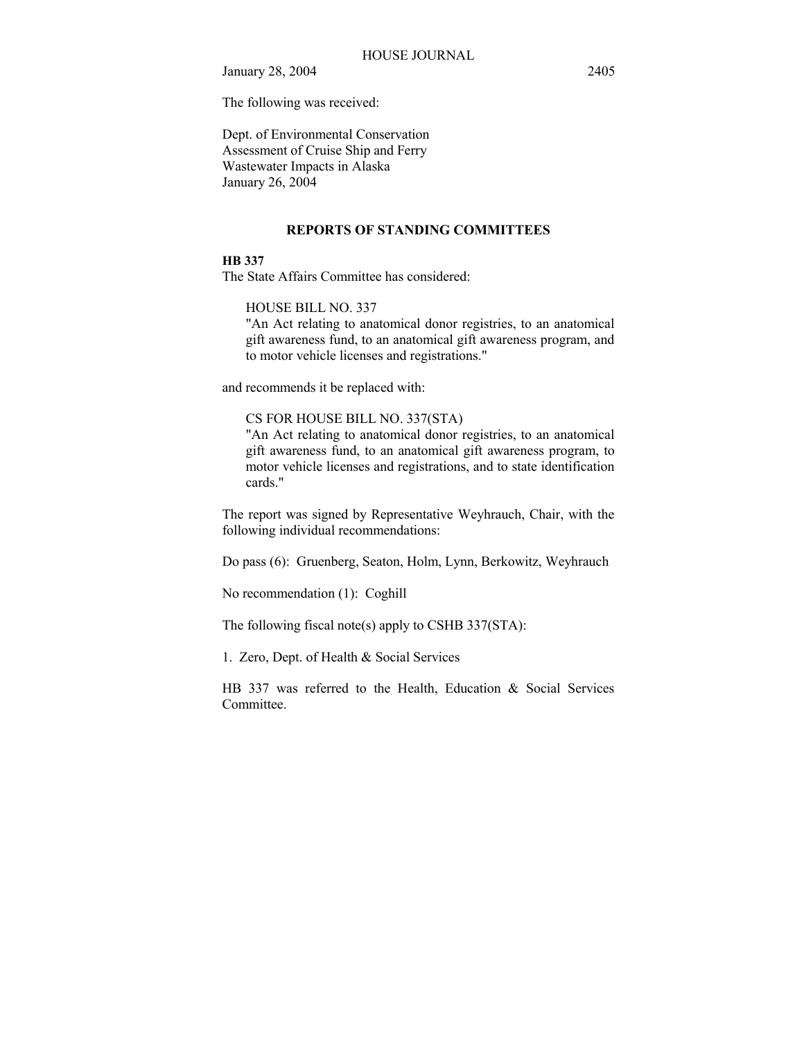The following was received:

Dept. of Environmental Conservation
Assessment of Cruise Ship and Ferry
Wastewater Impacts in Alaska
January 26, 2004

## REPORTS OF STANDING COMMITTEES

**HB 337**
The State Affairs Committee has considered:

> HOUSE BILL NO. 337
> "An Act relating to anatomical donor registries, to an anatomical gift awareness fund, to an anatomical gift awareness program, and to motor vehicle licenses and registrations."

and recommends it be replaced with:

> CS FOR HOUSE BILL NO. 337(STA)
> "An Act relating to anatomical donor registries, to an anatomical gift awareness fund, to an anatomical gift awareness program, to motor vehicle licenses and registrations, and to state identification cards."

The report was signed by Representative Weyhrauch, Chair, with the following individual recommendations:

Do pass (6): Gruenberg, Seaton, Holm, Lynn, Berkowitz, Weyhrauch

No recommendation (1): Coghill

The following fiscal note(s) apply to CSHB 337(STA):

1. Zero, Dept. of Health & Social Services

HB 337 was referred to the Health, Education & Social Services Committee.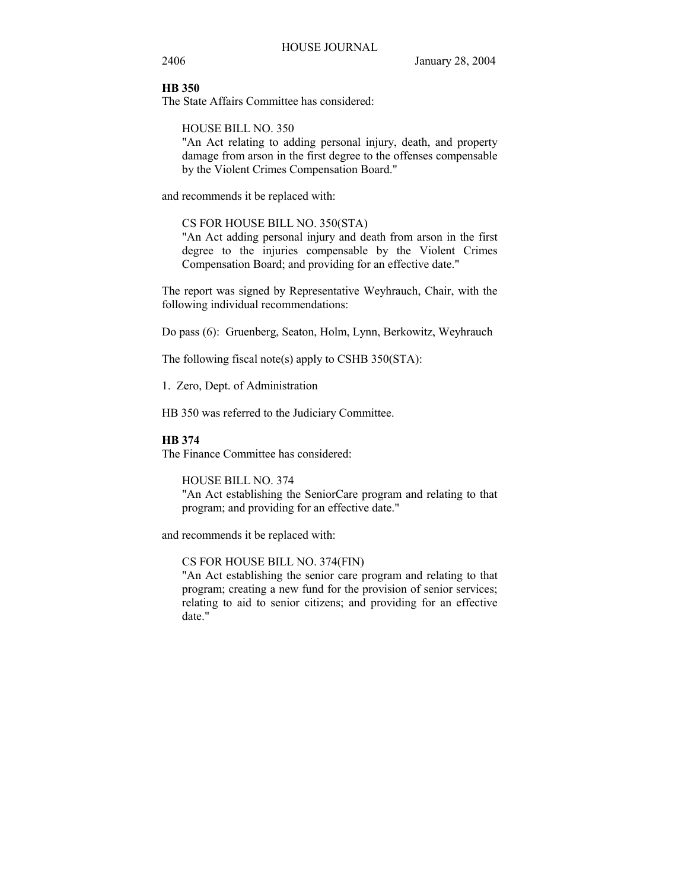**HB 350**

The State Affairs Committee has considered:

HOUSE BILL NO. 350
"An Act relating to adding personal injury, death, and property damage from arson in the first degree to the offenses compensable by the Violent Crimes Compensation Board."

and recommends it be replaced with:

CS FOR HOUSE BILL NO. 350(STA)
"An Act adding personal injury and death from arson in the first degree to the injuries compensable by the Violent Crimes Compensation Board; and providing for an effective date."

The report was signed by Representative Weyhrauch, Chair, with the following individual recommendations:

Do pass (6): Gruenberg, Seaton, Holm, Lynn, Berkowitz, Weyhrauch

The following fiscal note(s) apply to CSHB 350(STA):

1. Zero, Dept. of Administration

HB 350 was referred to the Judiciary Committee.

**HB 374**

The Finance Committee has considered:

HOUSE BILL NO. 374
"An Act establishing the SeniorCare program and relating to that program; and providing for an effective date."

and recommends it be replaced with:

CS FOR HOUSE BILL NO. 374(FIN)
"An Act establishing the senior care program and relating to that program; creating a new fund for the provision of senior services; relating to aid to senior citizens; and providing for an effective date."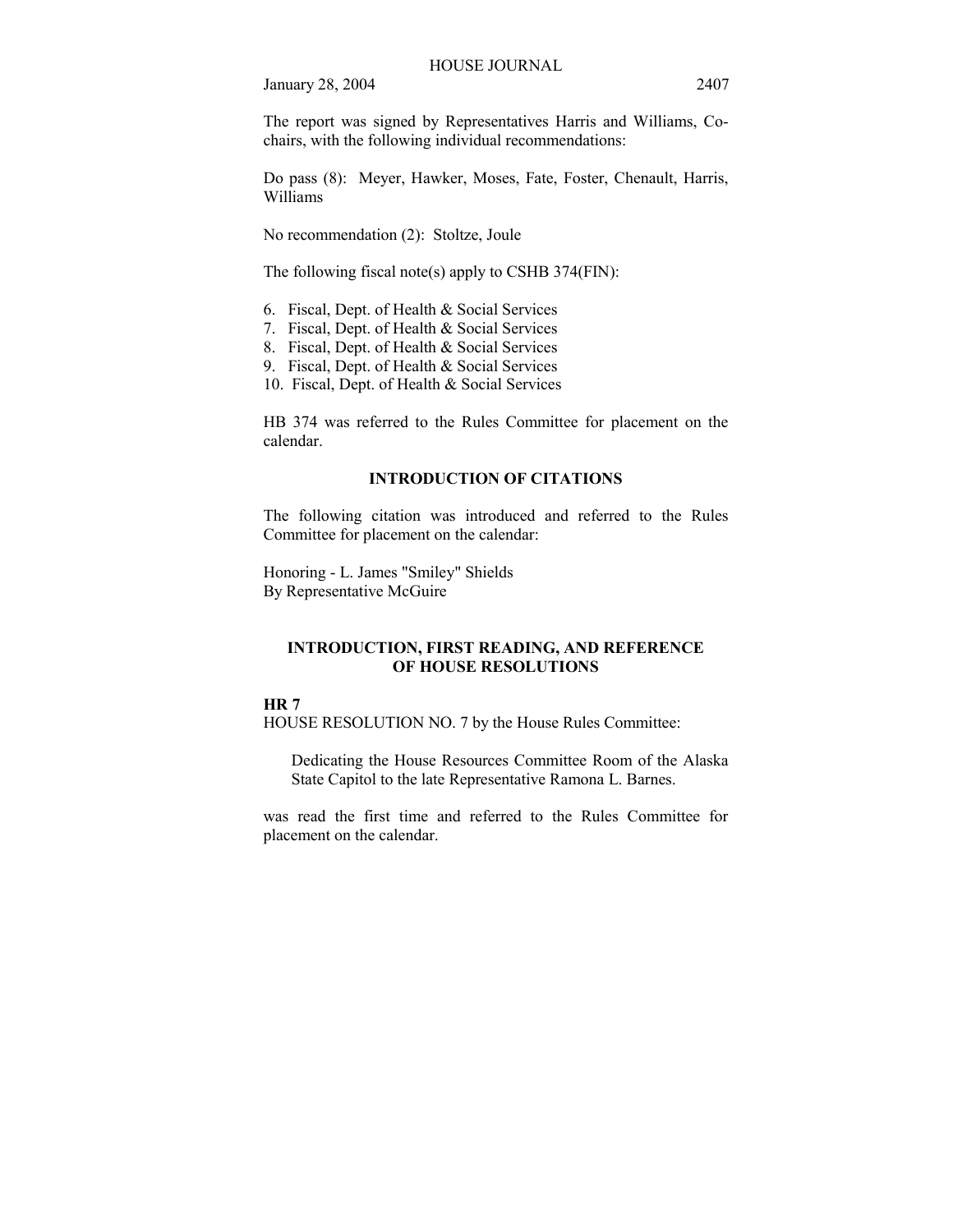The report was signed by Representatives Harris and Williams, Co-chairs, with the following individual recommendations:

Do pass (8): Meyer, Hawker, Moses, Fate, Foster, Chenault, Harris, Williams

No recommendation (2): Stoltze, Joule

The following fiscal note(s) apply to CSHB 374(FIN):

6. Fiscal, Dept. of Health & Social Services
7. Fiscal, Dept. of Health & Social Services
8. Fiscal, Dept. of Health & Social Services
9. Fiscal, Dept. of Health & Social Services
10. Fiscal, Dept. of Health & Social Services

HB 374 was referred to the Rules Committee for placement on the calendar.

## INTRODUCTION OF CITATIONS

The following citation was introduced and referred to the Rules Committee for placement on the calendar:

Honoring - L. James "Smiley" Shields
By Representative McGuire

## INTRODUCTION, FIRST READING, AND REFERENCE OF HOUSE RESOLUTIONS

**HR 7**
HOUSE RESOLUTION NO. 7 by the House Rules Committee:

> Dedicating the House Resources Committee Room of the Alaska State Capitol to the late Representative Ramona L. Barnes.

was read the first time and referred to the Rules Committee for placement on the calendar.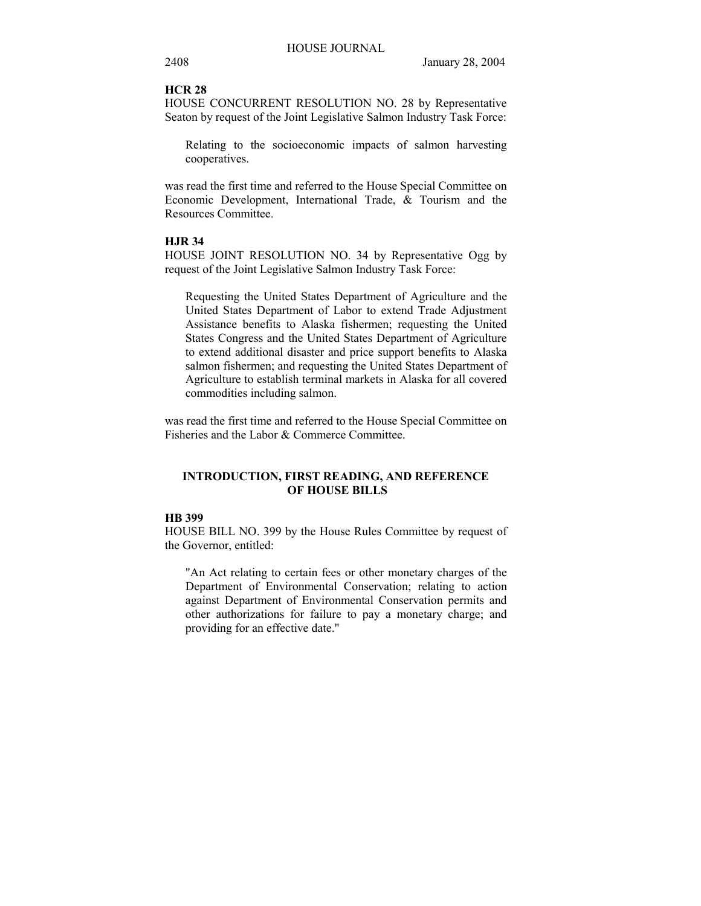**HCR 28**

HOUSE CONCURRENT RESOLUTION NO. 28 by Representative Seaton by request of the Joint Legislative Salmon Industry Task Force:

> Relating to the socioeconomic impacts of salmon harvesting cooperatives.

was read the first time and referred to the House Special Committee on Economic Development, International Trade, & Tourism and the Resources Committee.

**HJR 34**

HOUSE JOINT RESOLUTION NO. 34 by Representative Ogg by request of the Joint Legislative Salmon Industry Task Force:

> Requesting the United States Department of Agriculture and the United States Department of Labor to extend Trade Adjustment Assistance benefits to Alaska fishermen; requesting the United States Congress and the United States Department of Agriculture to extend additional disaster and price support benefits to Alaska salmon fishermen; and requesting the United States Department of Agriculture to establish terminal markets in Alaska for all covered commodities including salmon.

was read the first time and referred to the House Special Committee on Fisheries and the Labor & Commerce Committee.

## INTRODUCTION, FIRST READING, AND REFERENCE OF HOUSE BILLS

**HB 399**

HOUSE BILL NO. 399 by the House Rules Committee by request of the Governor, entitled:

> "An Act relating to certain fees or other monetary charges of the Department of Environmental Conservation; relating to action against Department of Environmental Conservation permits and other authorizations for failure to pay a monetary charge; and providing for an effective date."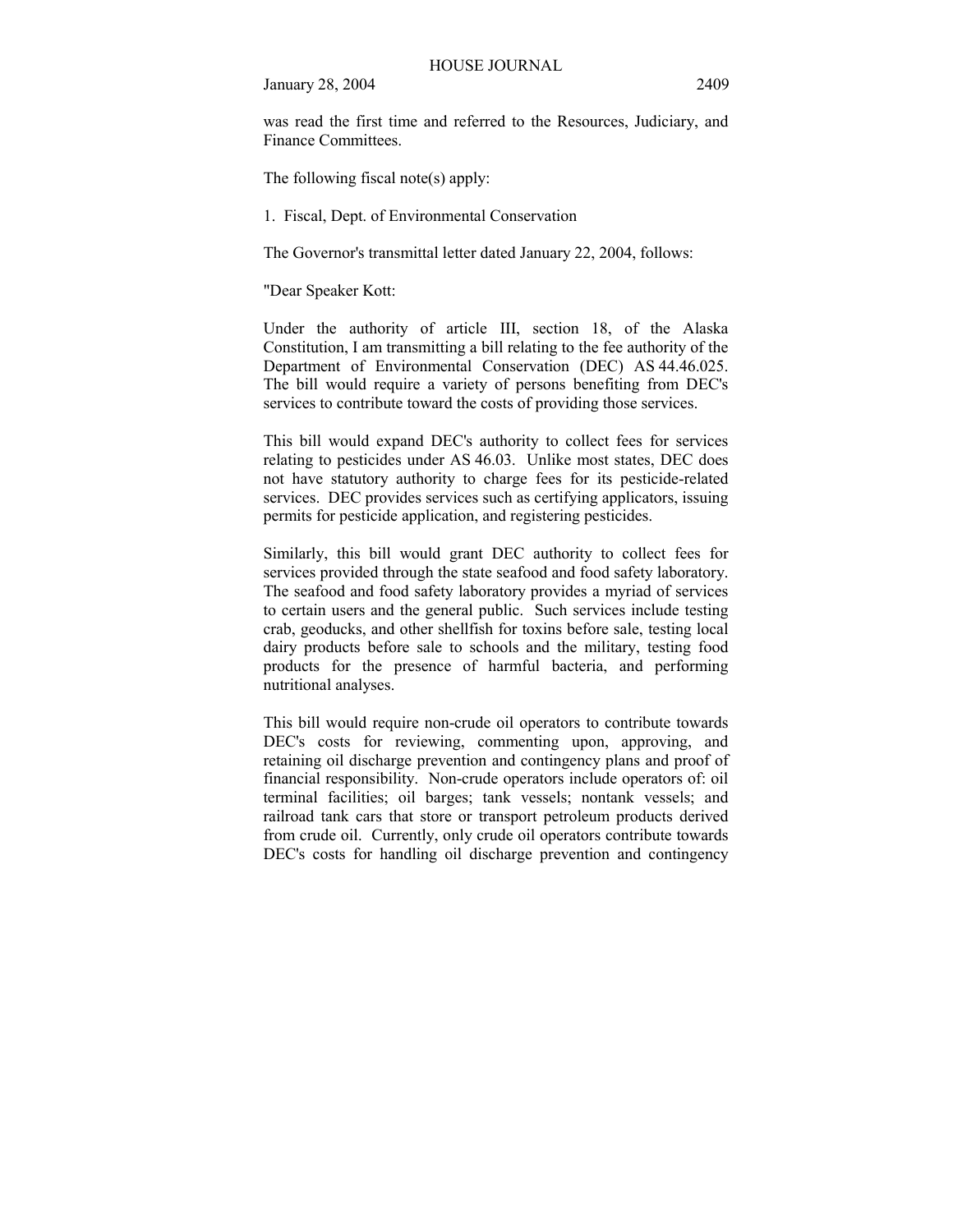was read the first time and referred to the Resources, Judiciary, and Finance Committees.

The following fiscal note(s) apply:

1. Fiscal, Dept. of Environmental Conservation

The Governor's transmittal letter dated January 22, 2004, follows:

"Dear Speaker Kott:

Under the authority of article III, section 18, of the Alaska Constitution, I am transmitting a bill relating to the fee authority of the Department of Environmental Conservation (DEC) AS 44.46.025. The bill would require a variety of persons benefiting from DEC's services to contribute toward the costs of providing those services.

This bill would expand DEC's authority to collect fees for services relating to pesticides under AS 46.03. Unlike most states, DEC does not have statutory authority to charge fees for its pesticide-related services. DEC provides services such as certifying applicators, issuing permits for pesticide application, and registering pesticides.

Similarly, this bill would grant DEC authority to collect fees for services provided through the state seafood and food safety laboratory. The seafood and food safety laboratory provides a myriad of services to certain users and the general public. Such services include testing crab, geoducks, and other shellfish for toxins before sale, testing local dairy products before sale to schools and the military, testing food products for the presence of harmful bacteria, and performing nutritional analyses.

This bill would require non-crude oil operators to contribute towards DEC's costs for reviewing, commenting upon, approving, and retaining oil discharge prevention and contingency plans and proof of financial responsibility. Non-crude operators include operators of: oil terminal facilities; oil barges; tank vessels; nontank vessels; and railroad tank cars that store or transport petroleum products derived from crude oil. Currently, only crude oil operators contribute towards DEC's costs for handling oil discharge prevention and contingency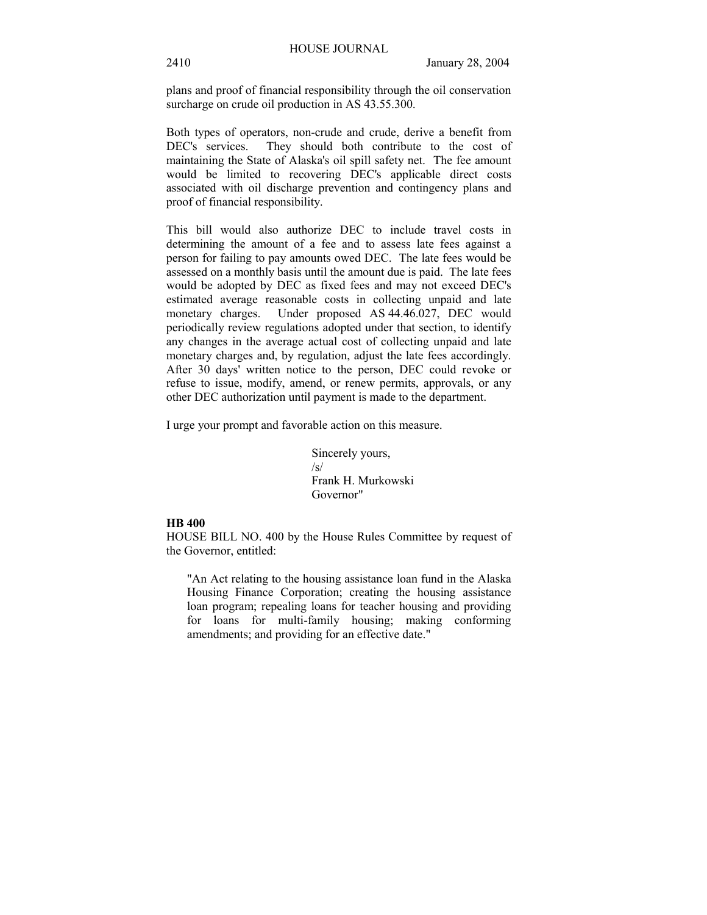plans and proof of financial responsibility through the oil conservation surcharge on crude oil production in AS 43.55.300.

Both types of operators, non-crude and crude, derive a benefit from DEC's services. They should both contribute to the cost of maintaining the State of Alaska's oil spill safety net. The fee amount would be limited to recovering DEC's applicable direct costs associated with oil discharge prevention and contingency plans and proof of financial responsibility.

This bill would also authorize DEC to include travel costs in determining the amount of a fee and to assess late fees against a person for failing to pay amounts owed DEC. The late fees would be assessed on a monthly basis until the amount due is paid. The late fees would be adopted by DEC as fixed fees and may not exceed DEC's estimated average reasonable costs in collecting unpaid and late monetary charges. Under proposed AS 44.46.027, DEC would periodically review regulations adopted under that section, to identify any changes in the average actual cost of collecting unpaid and late monetary charges and, by regulation, adjust the late fees accordingly. After 30 days' written notice to the person, DEC could revoke or refuse to issue, modify, amend, or renew permits, approvals, or any other DEC authorization until payment is made to the department.

I urge your prompt and favorable action on this measure.

Sincerely yours,
/s/
Frank H. Murkowski
Governor"

**HB 400**

HOUSE BILL NO. 400 by the House Rules Committee by request of the Governor, entitled:

"An Act relating to the housing assistance loan fund in the Alaska Housing Finance Corporation; creating the housing assistance loan program; repealing loans for teacher housing and providing for loans for multi-family housing; making conforming amendments; and providing for an effective date."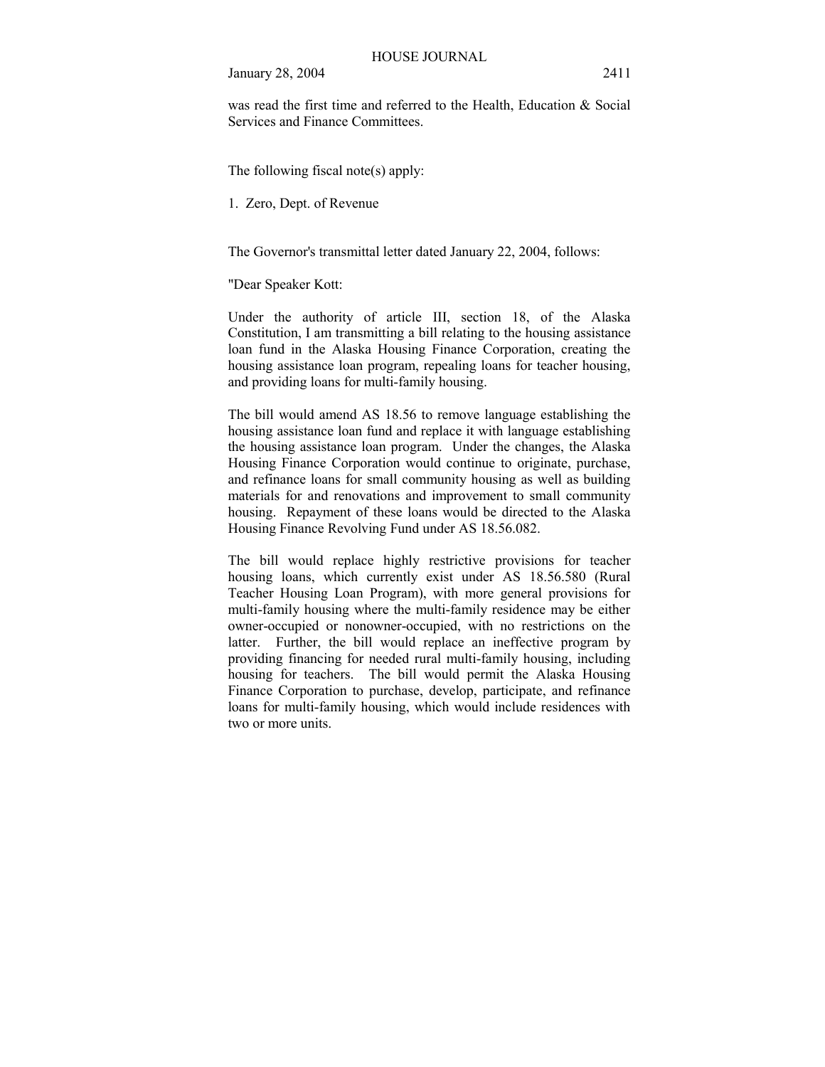was read the first time and referred to the Health, Education & Social Services and Finance Committees.

The following fiscal note(s) apply:

1. Zero, Dept. of Revenue

The Governor's transmittal letter dated January 22, 2004, follows:

"Dear Speaker Kott:

Under the authority of article III, section 18, of the Alaska Constitution, I am transmitting a bill relating to the housing assistance loan fund in the Alaska Housing Finance Corporation, creating the housing assistance loan program, repealing loans for teacher housing, and providing loans for multi-family housing.

The bill would amend AS 18.56 to remove language establishing the housing assistance loan fund and replace it with language establishing the housing assistance loan program. Under the changes, the Alaska Housing Finance Corporation would continue to originate, purchase, and refinance loans for small community housing as well as building materials for and renovations and improvement to small community housing. Repayment of these loans would be directed to the Alaska Housing Finance Revolving Fund under AS 18.56.082.

The bill would replace highly restrictive provisions for teacher housing loans, which currently exist under AS 18.56.580 (Rural Teacher Housing Loan Program), with more general provisions for multi-family housing where the multi-family residence may be either owner-occupied or nonowner-occupied, with no restrictions on the latter. Further, the bill would replace an ineffective program by providing financing for needed rural multi-family housing, including housing for teachers. The bill would permit the Alaska Housing Finance Corporation to purchase, develop, participate, and refinance loans for multi-family housing, which would include residences with two or more units.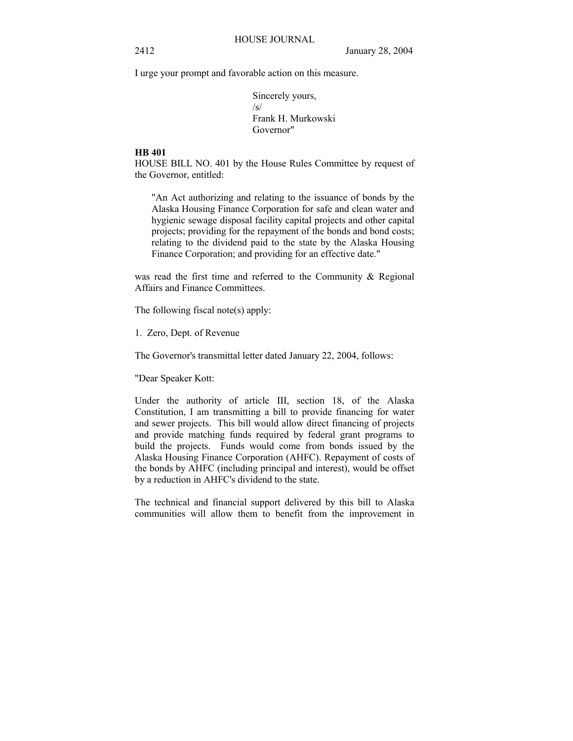I urge your prompt and favorable action on this measure.

Sincerely yours,
/s/
Frank H. Murkowski
Governor"

**HB 401**

HOUSE BILL NO. 401 by the House Rules Committee by request of the Governor, entitled:

"An Act authorizing and relating to the issuance of bonds by the Alaska Housing Finance Corporation for safe and clean water and hygienic sewage disposal facility capital projects and other capital projects; providing for the repayment of the bonds and bond costs; relating to the dividend paid to the state by the Alaska Housing Finance Corporation; and providing for an effective date."

was read the first time and referred to the Community & Regional Affairs and Finance Committees.

The following fiscal note(s) apply:

1. Zero, Dept. of Revenue

The Governor's transmittal letter dated January 22, 2004, follows:

"Dear Speaker Kott:

Under the authority of article III, section 18, of the Alaska Constitution, I am transmitting a bill to provide financing for water and sewer projects. This bill would allow direct financing of projects and provide matching funds required by federal grant programs to build the projects. Funds would come from bonds issued by the Alaska Housing Finance Corporation (AHFC). Repayment of costs of the bonds by AHFC (including principal and interest), would be offset by a reduction in AHFC's dividend to the state.

The technical and financial support delivered by this bill to Alaska communities will allow them to benefit from the improvement in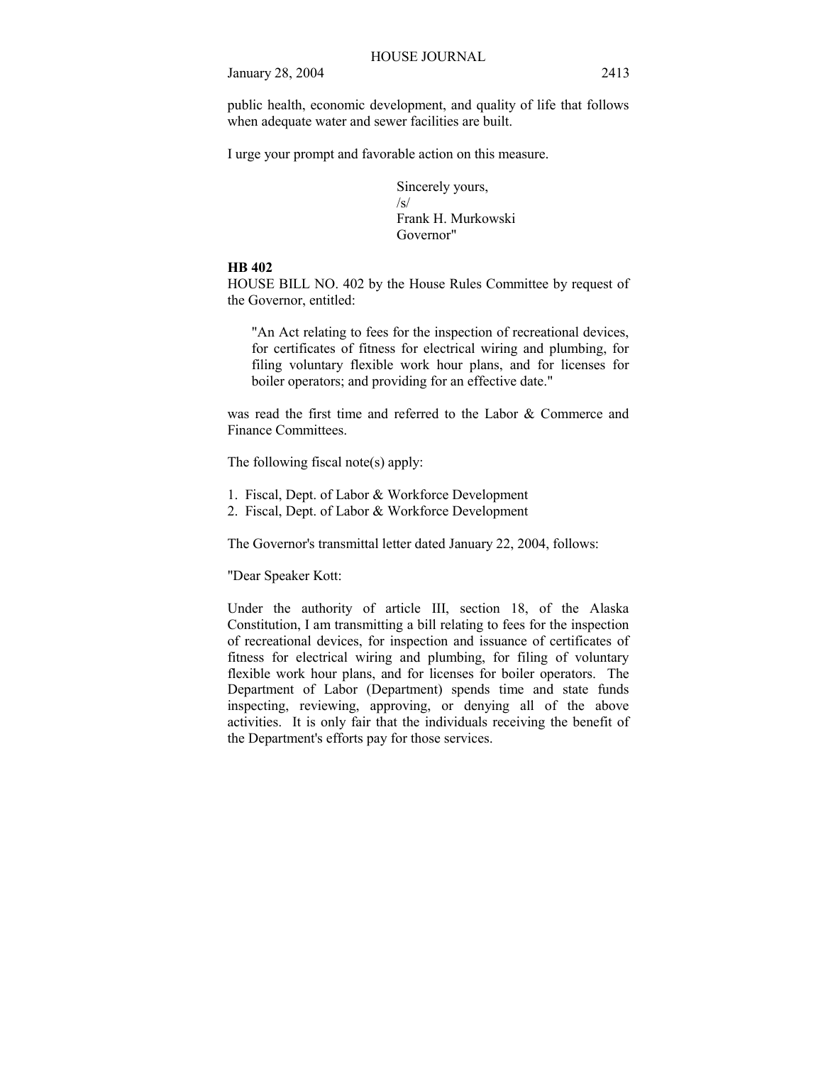public health, economic development, and quality of life that follows when adequate water and sewer facilities are built.

I urge your prompt and favorable action on this measure.

Sincerely yours,
/s/
Frank H. Murkowski
Governor"

**HB 402**

HOUSE BILL NO. 402 by the House Rules Committee by request of the Governor, entitled:

"An Act relating to fees for the inspection of recreational devices, for certificates of fitness for electrical wiring and plumbing, for filing voluntary flexible work hour plans, and for licenses for boiler operators; and providing for an effective date."

was read the first time and referred to the Labor & Commerce and Finance Committees.

The following fiscal note(s) apply:

1. Fiscal, Dept. of Labor & Workforce Development
2. Fiscal, Dept. of Labor & Workforce Development

The Governor's transmittal letter dated January 22, 2004, follows:

"Dear Speaker Kott:

Under the authority of article III, section 18, of the Alaska Constitution, I am transmitting a bill relating to fees for the inspection of recreational devices, for inspection and issuance of certificates of fitness for electrical wiring and plumbing, for filing of voluntary flexible work hour plans, and for licenses for boiler operators. The Department of Labor (Department) spends time and state funds inspecting, reviewing, approving, or denying all of the above activities. It is only fair that the individuals receiving the benefit of the Department's efforts pay for those services.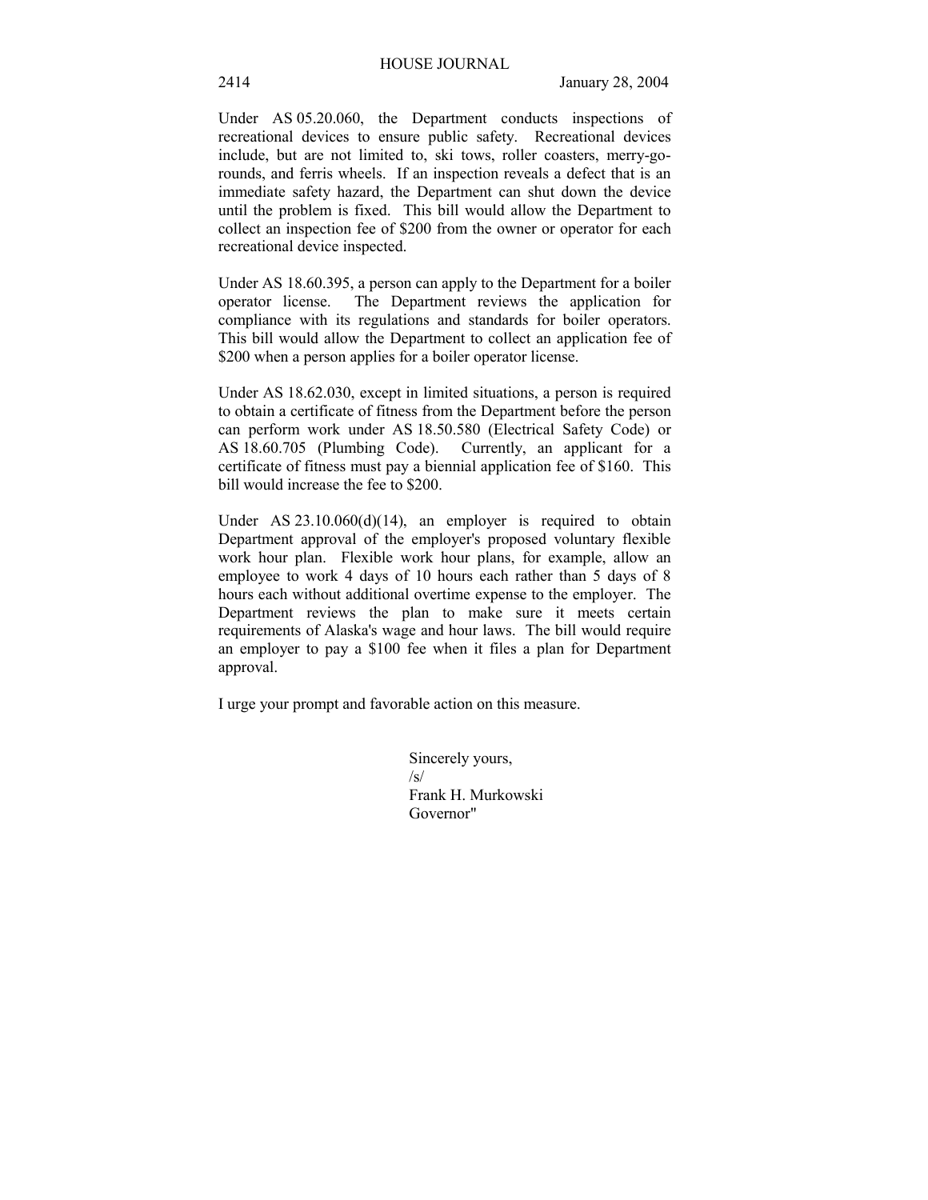Under AS 05.20.060, the Department conducts inspections of recreational devices to ensure public safety. Recreational devices include, but are not limited to, ski tows, roller coasters, merry-go-rounds, and ferris wheels. If an inspection reveals a defect that is an immediate safety hazard, the Department can shut down the device until the problem is fixed. This bill would allow the Department to collect an inspection fee of $200 from the owner or operator for each recreational device inspected.

Under AS 18.60.395, a person can apply to the Department for a boiler operator license. The Department reviews the application for compliance with its regulations and standards for boiler operators. This bill would allow the Department to collect an application fee of $200 when a person applies for a boiler operator license.

Under AS 18.62.030, except in limited situations, a person is required to obtain a certificate of fitness from the Department before the person can perform work under AS 18.50.580 (Electrical Safety Code) or AS 18.60.705 (Plumbing Code). Currently, an applicant for a certificate of fitness must pay a biennial application fee of $160. This bill would increase the fee to $200.

Under AS 23.10.060(d)(14), an employer is required to obtain Department approval of the employer's proposed voluntary flexible work hour plan. Flexible work hour plans, for example, allow an employee to work 4 days of 10 hours each rather than 5 days of 8 hours each without additional overtime expense to the employer. The Department reviews the plan to make sure it meets certain requirements of Alaska's wage and hour laws. The bill would require an employer to pay a $100 fee when it files a plan for Department approval.

I urge your prompt and favorable action on this measure.

Sincerely yours,
/s/
Frank H. Murkowski
Governor"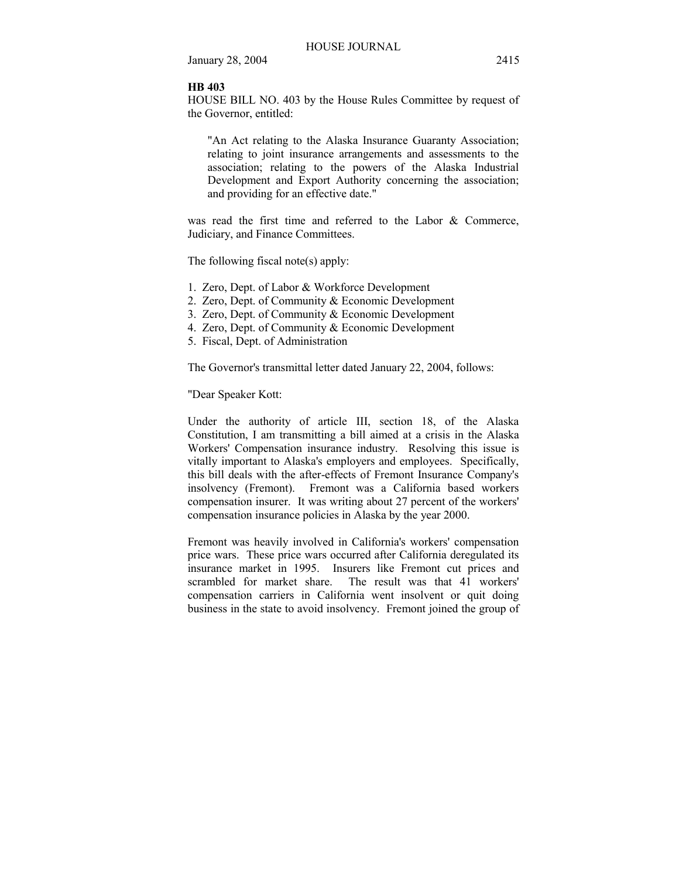**HB 403**

HOUSE BILL NO. 403 by the House Rules Committee by request of the Governor, entitled:

> "An Act relating to the Alaska Insurance Guaranty Association; relating to joint insurance arrangements and assessments to the association; relating to the powers of the Alaska Industrial Development and Export Authority concerning the association; and providing for an effective date."

was read the first time and referred to the Labor & Commerce, Judiciary, and Finance Committees.

The following fiscal note(s) apply:

1. Zero, Dept. of Labor & Workforce Development
2. Zero, Dept. of Community & Economic Development
3. Zero, Dept. of Community & Economic Development
4. Zero, Dept. of Community & Economic Development
5. Fiscal, Dept. of Administration

The Governor's transmittal letter dated January 22, 2004, follows:

"Dear Speaker Kott:

Under the authority of article III, section 18, of the Alaska Constitution, I am transmitting a bill aimed at a crisis in the Alaska Workers' Compensation insurance industry. Resolving this issue is vitally important to Alaska's employers and employees. Specifically, this bill deals with the after-effects of Fremont Insurance Company's insolvency (Fremont). Fremont was a California based workers compensation insurer. It was writing about 27 percent of the workers' compensation insurance policies in Alaska by the year 2000.

Fremont was heavily involved in California's workers' compensation price wars. These price wars occurred after California deregulated its insurance market in 1995. Insurers like Fremont cut prices and scrambled for market share. The result was that 41 workers' compensation carriers in California went insolvent or quit doing business in the state to avoid insolvency. Fremont joined the group of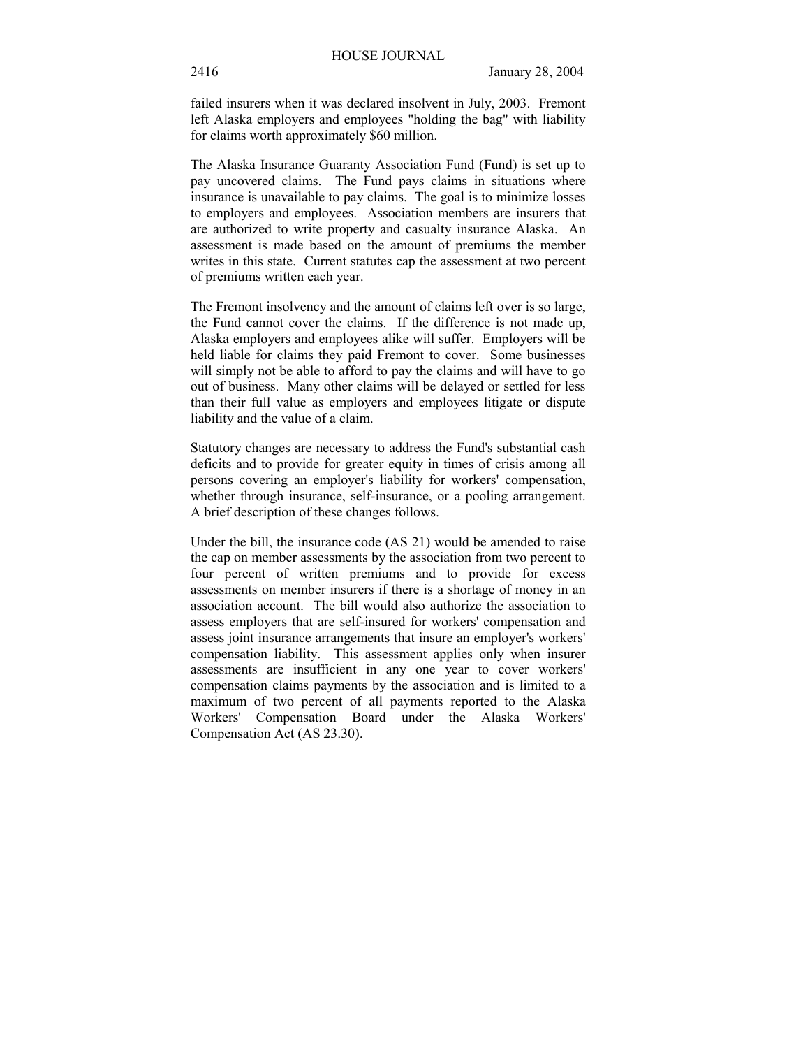failed insurers when it was declared insolvent in July, 2003. Fremont left Alaska employers and employees "holding the bag" with liability for claims worth approximately $60 million.

The Alaska Insurance Guaranty Association Fund (Fund) is set up to pay uncovered claims. The Fund pays claims in situations where insurance is unavailable to pay claims. The goal is to minimize losses to employers and employees. Association members are insurers that are authorized to write property and casualty insurance Alaska. An assessment is made based on the amount of premiums the member writes in this state. Current statutes cap the assessment at two percent of premiums written each year.

The Fremont insolvency and the amount of claims left over is so large, the Fund cannot cover the claims. If the difference is not made up, Alaska employers and employees alike will suffer. Employers will be held liable for claims they paid Fremont to cover. Some businesses will simply not be able to afford to pay the claims and will have to go out of business. Many other claims will be delayed or settled for less than their full value as employers and employees litigate or dispute liability and the value of a claim.

Statutory changes are necessary to address the Fund's substantial cash deficits and to provide for greater equity in times of crisis among all persons covering an employer's liability for workers' compensation, whether through insurance, self-insurance, or a pooling arrangement. A brief description of these changes follows.

Under the bill, the insurance code (AS 21) would be amended to raise the cap on member assessments by the association from two percent to four percent of written premiums and to provide for excess assessments on member insurers if there is a shortage of money in an association account. The bill would also authorize the association to assess employers that are self-insured for workers' compensation and assess joint insurance arrangements that insure an employer's workers' compensation liability. This assessment applies only when insurer assessments are insufficient in any one year to cover workers' compensation claims payments by the association and is limited to a maximum of two percent of all payments reported to the Alaska Workers' Compensation Board under the Alaska Workers' Compensation Act (AS 23.30).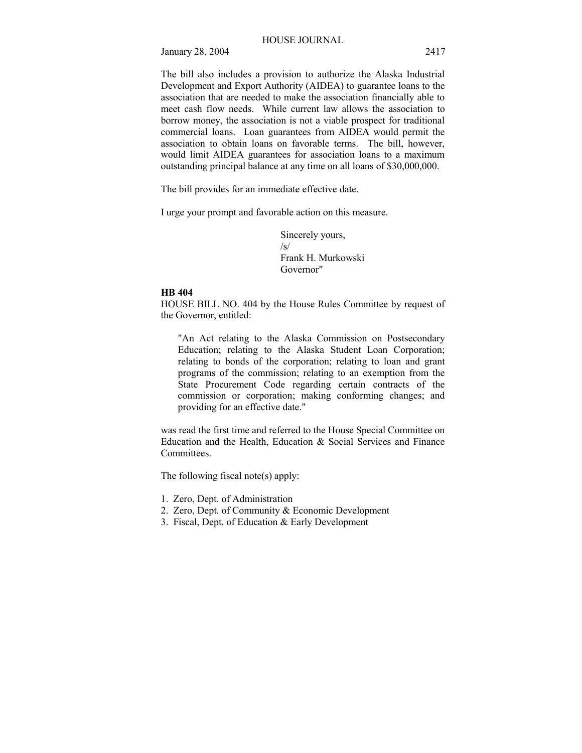The bill also includes a provision to authorize the Alaska Industrial Development and Export Authority (AIDEA) to guarantee loans to the association that are needed to make the association financially able to meet cash flow needs. While current law allows the association to borrow money, the association is not a viable prospect for traditional commercial loans. Loan guarantees from AIDEA would permit the association to obtain loans on favorable terms. The bill, however, would limit AIDEA guarantees for association loans to a maximum outstanding principal balance at any time on all loans of $30,000,000.

The bill provides for an immediate effective date.

I urge your prompt and favorable action on this measure.

Sincerely yours,
/s/
Frank H. Murkowski
Governor"

**HB 404**

HOUSE BILL NO. 404 by the House Rules Committee by request of the Governor, entitled:

> "An Act relating to the Alaska Commission on Postsecondary Education; relating to the Alaska Student Loan Corporation; relating to bonds of the corporation; relating to loan and grant programs of the commission; relating to an exemption from the State Procurement Code regarding certain contracts of the commission or corporation; making conforming changes; and providing for an effective date."

was read the first time and referred to the House Special Committee on Education and the Health, Education & Social Services and Finance Committees.

The following fiscal note(s) apply:

1. Zero, Dept. of Administration
2. Zero, Dept. of Community & Economic Development
3. Fiscal, Dept. of Education & Early Development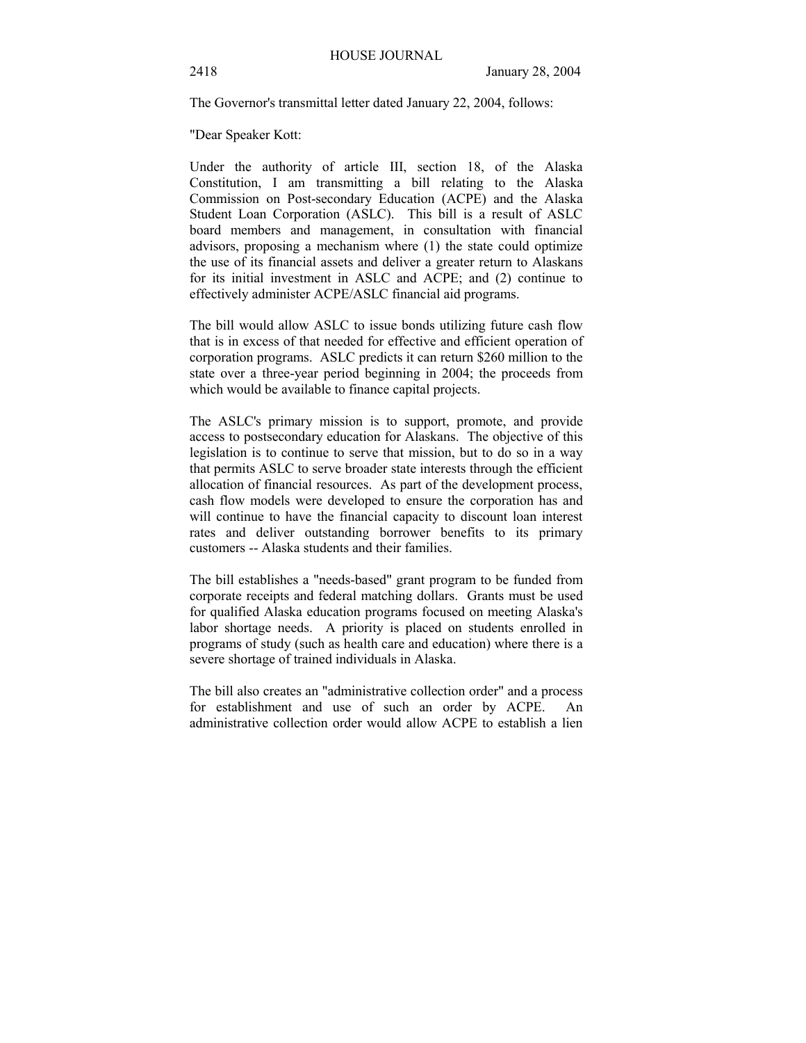The Governor's transmittal letter dated January 22, 2004, follows:

"Dear Speaker Kott:

Under the authority of article III, section 18, of the Alaska Constitution, I am transmitting a bill relating to the Alaska Commission on Post-secondary Education (ACPE) and the Alaska Student Loan Corporation (ASLC). This bill is a result of ASLC board members and management, in consultation with financial advisors, proposing a mechanism where (1) the state could optimize the use of its financial assets and deliver a greater return to Alaskans for its initial investment in ASLC and ACPE; and (2) continue to effectively administer ACPE/ASLC financial aid programs.

The bill would allow ASLC to issue bonds utilizing future cash flow that is in excess of that needed for effective and efficient operation of corporation programs. ASLC predicts it can return $260 million to the state over a three-year period beginning in 2004; the proceeds from which would be available to finance capital projects.

The ASLC's primary mission is to support, promote, and provide access to postsecondary education for Alaskans. The objective of this legislation is to continue to serve that mission, but to do so in a way that permits ASLC to serve broader state interests through the efficient allocation of financial resources. As part of the development process, cash flow models were developed to ensure the corporation has and will continue to have the financial capacity to discount loan interest rates and deliver outstanding borrower benefits to its primary customers -- Alaska students and their families.

The bill establishes a "needs-based" grant program to be funded from corporate receipts and federal matching dollars. Grants must be used for qualified Alaska education programs focused on meeting Alaska's labor shortage needs. A priority is placed on students enrolled in programs of study (such as health care and education) where there is a severe shortage of trained individuals in Alaska.

The bill also creates an "administrative collection order" and a process for establishment and use of such an order by ACPE. An administrative collection order would allow ACPE to establish a lien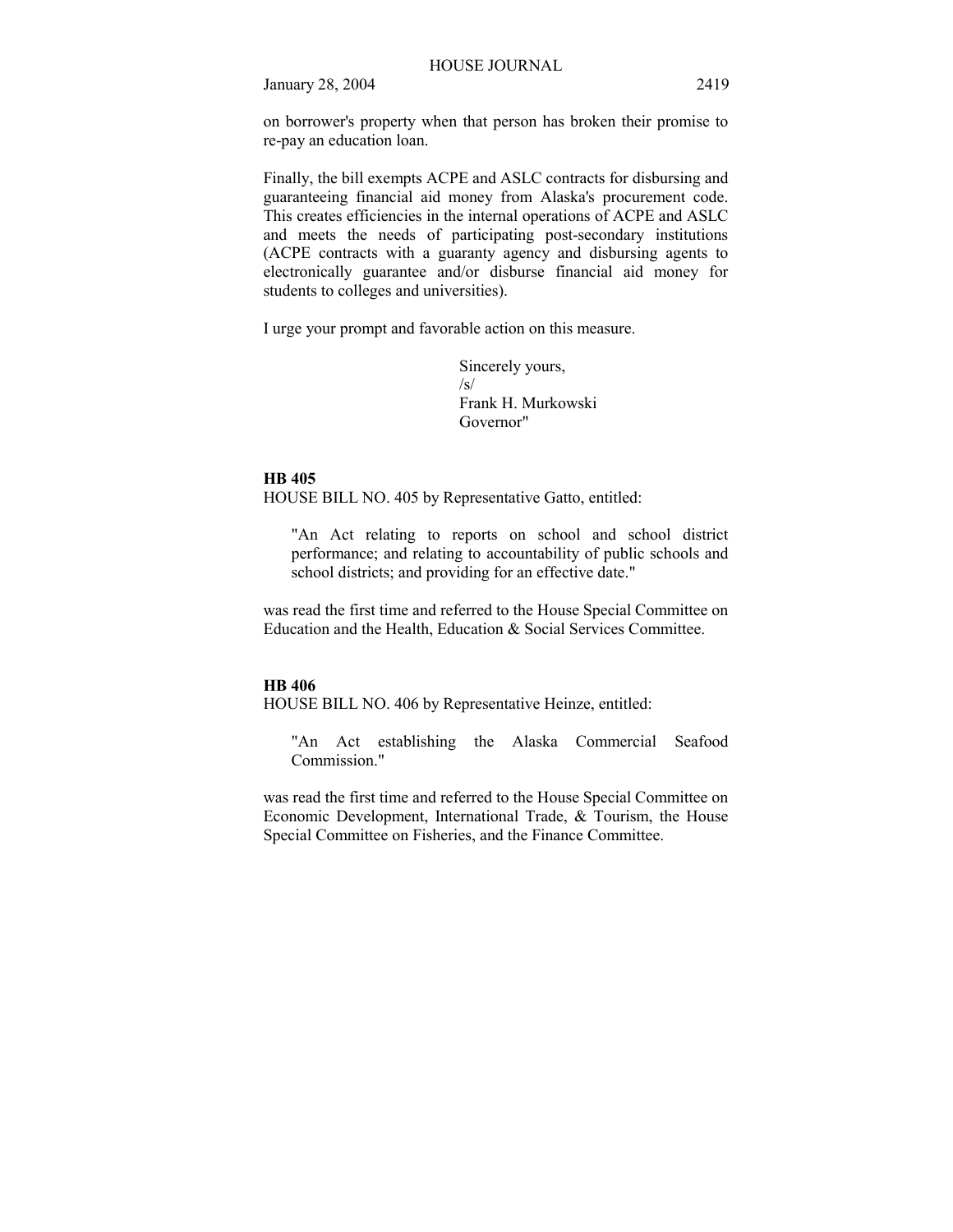on borrower's property when that person has broken their promise to re-pay an education loan.

Finally, the bill exempts ACPE and ASLC contracts for disbursing and guaranteeing financial aid money from Alaska's procurement code. This creates efficiencies in the internal operations of ACPE and ASLC and meets the needs of participating post-secondary institutions (ACPE contracts with a guaranty agency and disbursing agents to electronically guarantee and/or disburse financial aid money for students to colleges and universities).

I urge your prompt and favorable action on this measure.

Sincerely yours,
/s/
Frank H. Murkowski
Governor"

**HB 405**

HOUSE BILL NO. 405 by Representative Gatto, entitled:

> "An Act relating to reports on school and school district performance; and relating to accountability of public schools and school districts; and providing for an effective date."

was read the first time and referred to the House Special Committee on Education and the Health, Education & Social Services Committee.

**HB 406**

HOUSE BILL NO. 406 by Representative Heinze, entitled:

> "An Act establishing the Alaska Commercial Seafood Commission."

was read the first time and referred to the House Special Committee on Economic Development, International Trade, & Tourism, the House Special Committee on Fisheries, and the Finance Committee.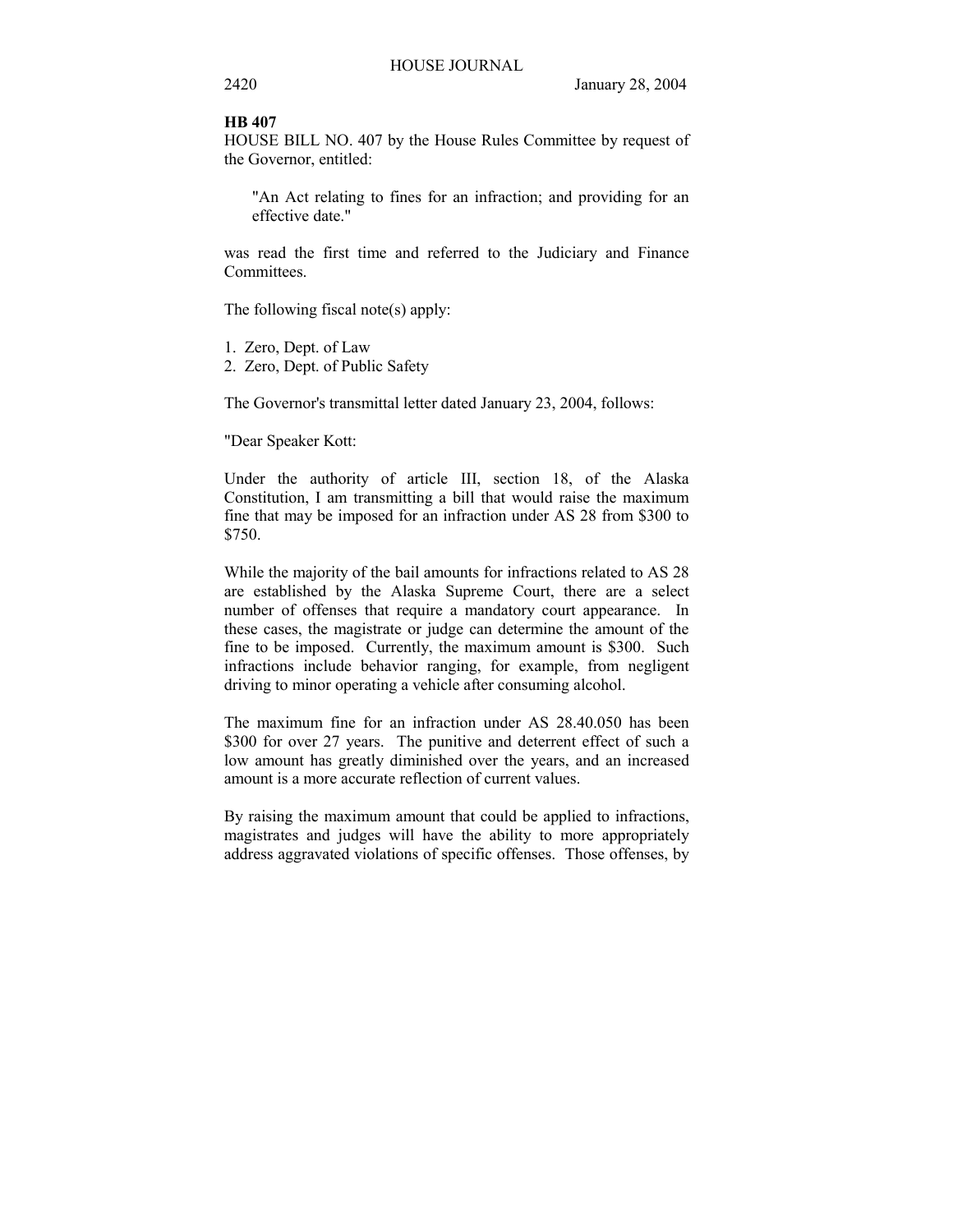**HB 407**

HOUSE BILL NO. 407 by the House Rules Committee by request of the Governor, entitled:

> "An Act relating to fines for an infraction; and providing for an effective date."

was read the first time and referred to the Judiciary and Finance Committees.

The following fiscal note(s) apply:

1. Zero, Dept. of Law
2. Zero, Dept. of Public Safety

The Governor's transmittal letter dated January 23, 2004, follows:

"Dear Speaker Kott:

Under the authority of article III, section 18, of the Alaska Constitution, I am transmitting a bill that would raise the maximum fine that may be imposed for an infraction under AS 28 from $300 to $750.

While the majority of the bail amounts for infractions related to AS 28 are established by the Alaska Supreme Court, there are a select number of offenses that require a mandatory court appearance. In these cases, the magistrate or judge can determine the amount of the fine to be imposed. Currently, the maximum amount is $300. Such infractions include behavior ranging, for example, from negligent driving to minor operating a vehicle after consuming alcohol.

The maximum fine for an infraction under AS 28.40.050 has been $300 for over 27 years. The punitive and deterrent effect of such a low amount has greatly diminished over the years, and an increased amount is a more accurate reflection of current values.

By raising the maximum amount that could be applied to infractions, magistrates and judges will have the ability to more appropriately address aggravated violations of specific offenses. Those offenses, by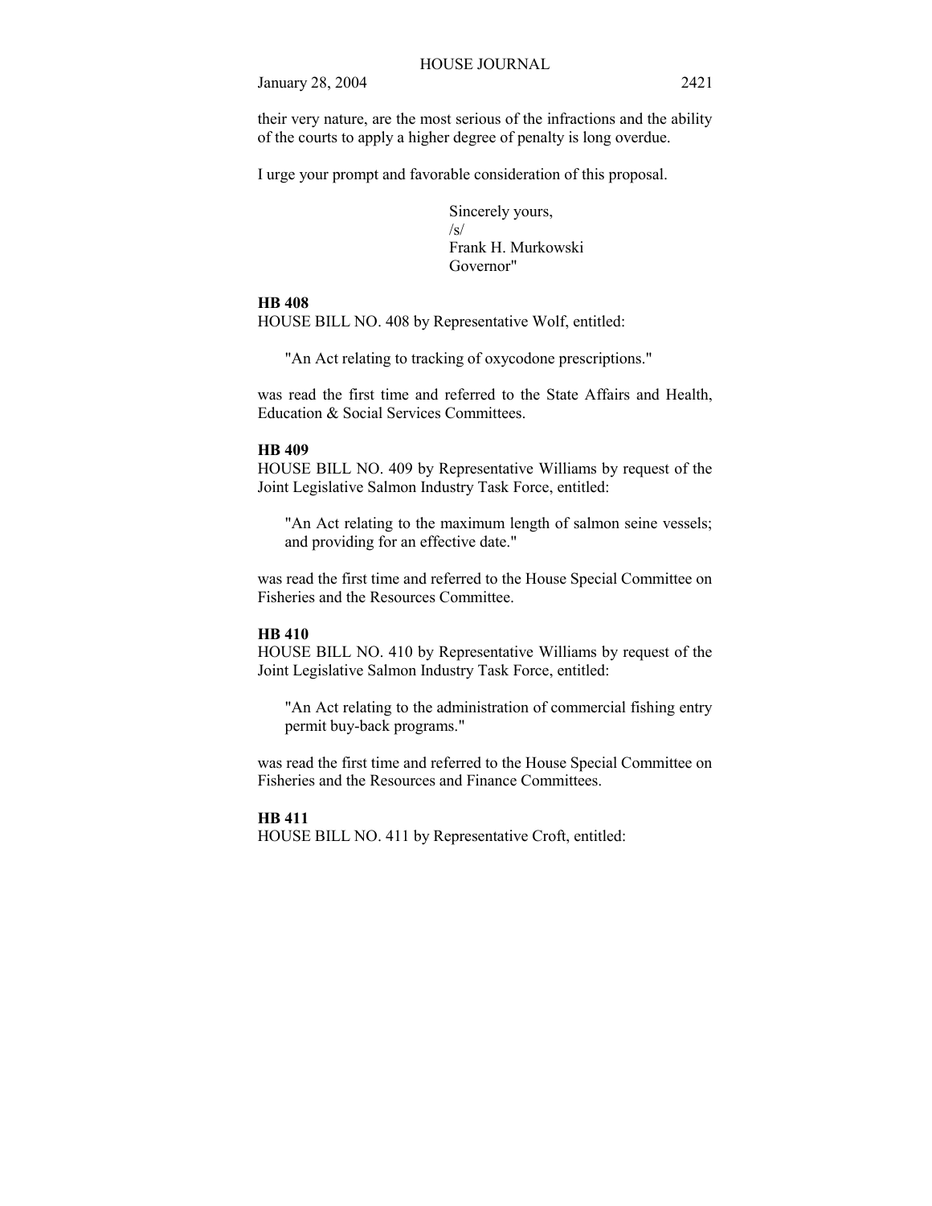their very nature, are the most serious of the infractions and the ability of the courts to apply a higher degree of penalty is long overdue.

I urge your prompt and favorable consideration of this proposal.

Sincerely yours,
/s/
Frank H. Murkowski
Governor"

**HB 408**

HOUSE BILL NO. 408 by Representative Wolf, entitled:

"An Act relating to tracking of oxycodone prescriptions."

was read the first time and referred to the State Affairs and Health, Education & Social Services Committees.

**HB 409**

HOUSE BILL NO. 409 by Representative Williams by request of the Joint Legislative Salmon Industry Task Force, entitled:

"An Act relating to the maximum length of salmon seine vessels; and providing for an effective date."

was read the first time and referred to the House Special Committee on Fisheries and the Resources Committee.

**HB 410**

HOUSE BILL NO. 410 by Representative Williams by request of the Joint Legislative Salmon Industry Task Force, entitled:

"An Act relating to the administration of commercial fishing entry permit buy-back programs."

was read the first time and referred to the House Special Committee on Fisheries and the Resources and Finance Committees.

**HB 411**

HOUSE BILL NO. 411 by Representative Croft, entitled: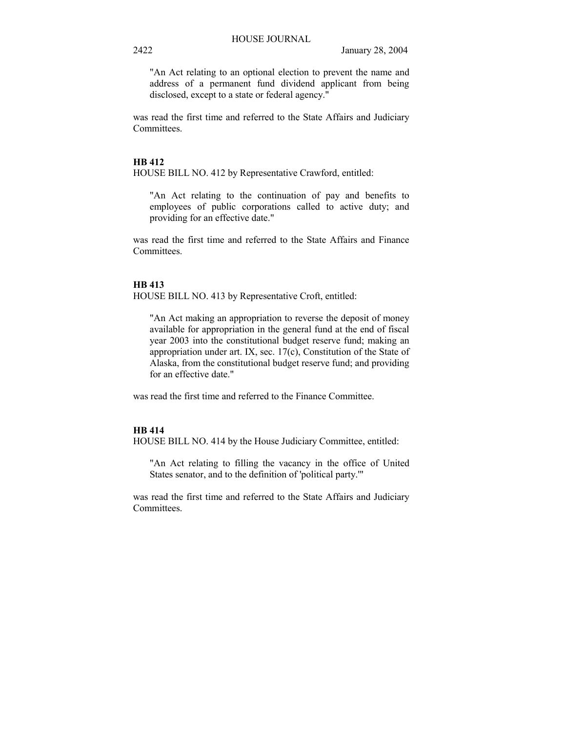"An Act relating to an optional election to prevent the name and address of a permanent fund dividend applicant from being disclosed, except to a state or federal agency."

was read the first time and referred to the State Affairs and Judiciary Committees.

**HB 412**

HOUSE BILL NO. 412 by Representative Crawford, entitled:

"An Act relating to the continuation of pay and benefits to employees of public corporations called to active duty; and providing for an effective date."

was read the first time and referred to the State Affairs and Finance Committees.

**HB 413**

HOUSE BILL NO. 413 by Representative Croft, entitled:

"An Act making an appropriation to reverse the deposit of money available for appropriation in the general fund at the end of fiscal year 2003 into the constitutional budget reserve fund; making an appropriation under art. IX, sec. 17(c), Constitution of the State of Alaska, from the constitutional budget reserve fund; and providing for an effective date."

was read the first time and referred to the Finance Committee.

**HB 414**

HOUSE BILL NO. 414 by the House Judiciary Committee, entitled:

"An Act relating to filling the vacancy in the office of United States senator, and to the definition of 'political party.'"

was read the first time and referred to the State Affairs and Judiciary Committees.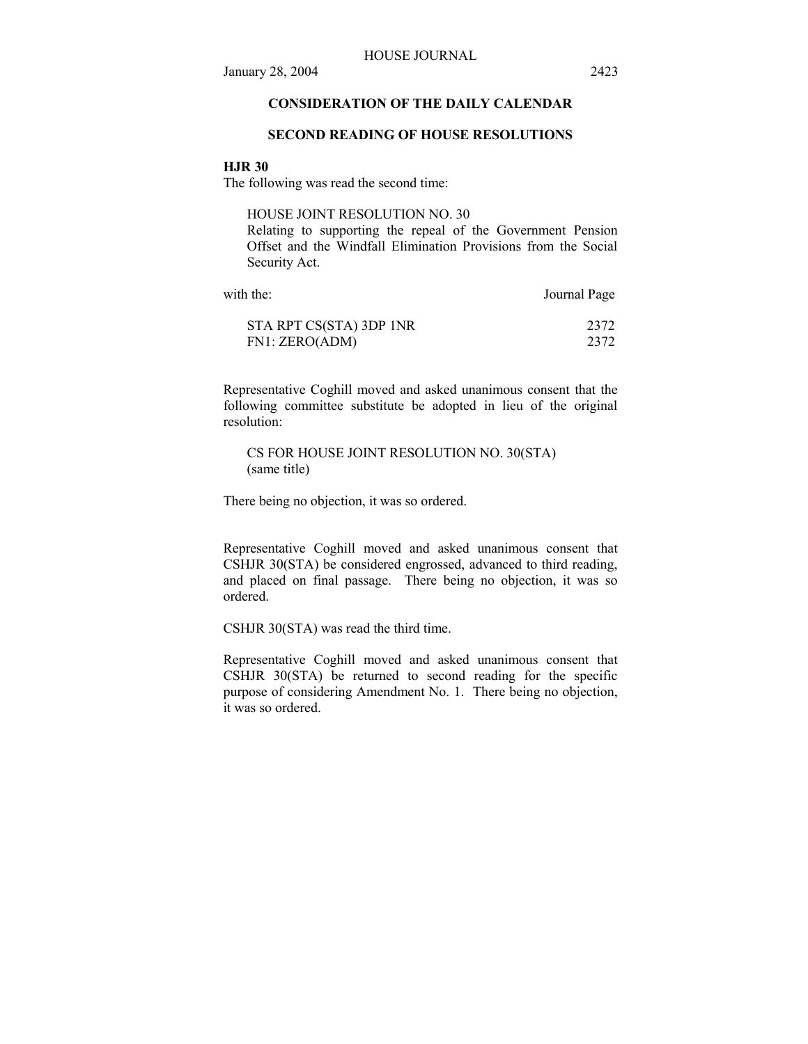## CONSIDERATION OF THE DAILY CALENDAR

## SECOND READING OF HOUSE RESOLUTIONS

**HJR 30**

The following was read the second time:

> HOUSE JOINT RESOLUTION NO. 30
> Relating to supporting the repeal of the Government Pension Offset and the Windfall Elimination Provisions from the Social Security Act.

| with the: | Journal Page |
|---|---|
| STA RPT CS(STA) 3DP 1NR | 2372 |
| FN1: ZERO(ADM) | 2372 |

Representative Coghill moved and asked unanimous consent that the following committee substitute be adopted in lieu of the original resolution:

> CS FOR HOUSE JOINT RESOLUTION NO. 30(STA)
> (same title)

There being no objection, it was so ordered.

Representative Coghill moved and asked unanimous consent that CSHJR 30(STA) be considered engrossed, advanced to third reading, and placed on final passage. There being no objection, it was so ordered.

CSHJR 30(STA) was read the third time.

Representative Coghill moved and asked unanimous consent that CSHJR 30(STA) be returned to second reading for the specific purpose of considering Amendment No. 1. There being no objection, it was so ordered.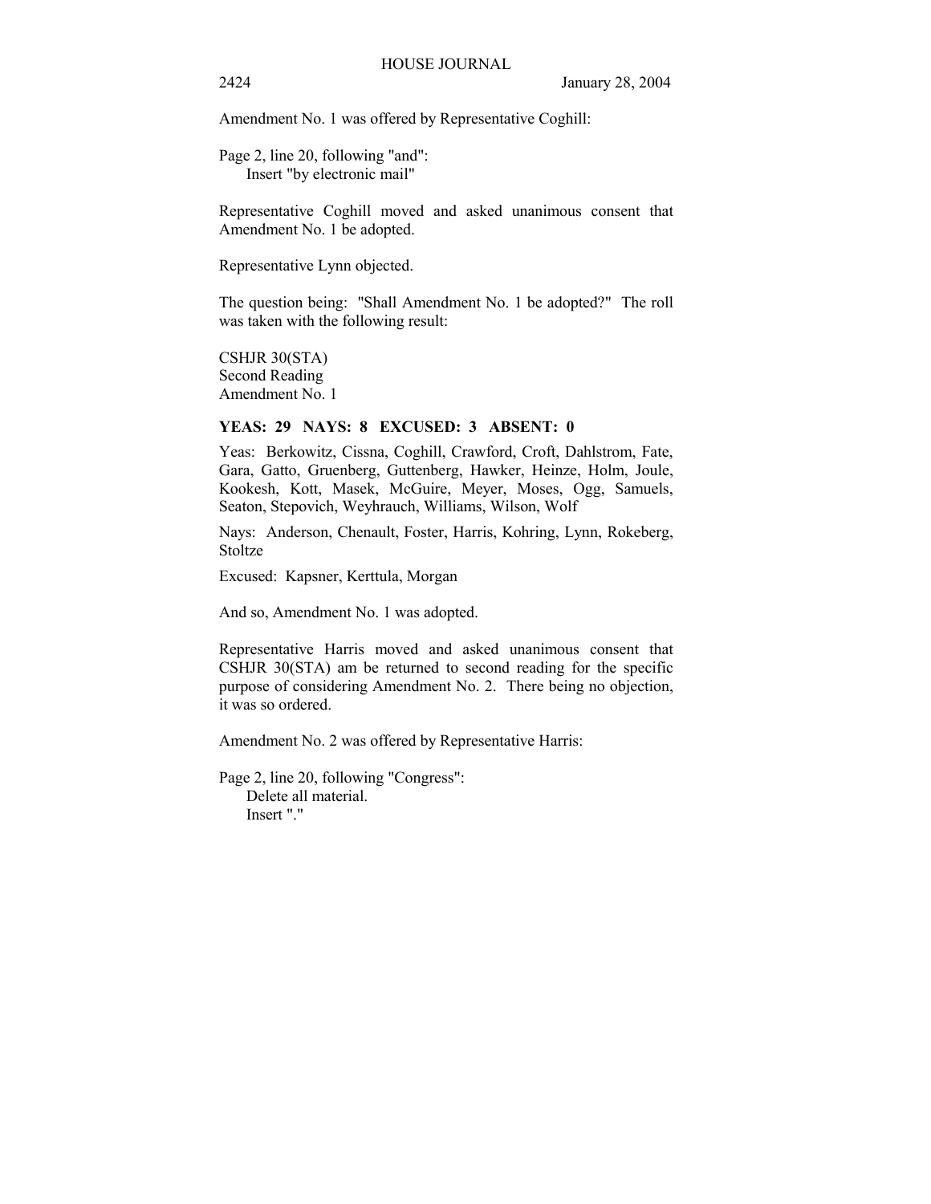Amendment No. 1 was offered by Representative Coghill:

Page 2, line 20, following "and":
Insert "by electronic mail"

Representative Coghill moved and asked unanimous consent that Amendment No. 1 be adopted.

Representative Lynn objected.

The question being: "Shall Amendment No. 1 be adopted?" The roll was taken with the following result:

CSHJR 30(STA)
Second Reading
Amendment No. 1

**YEAS: 29 NAYS: 8 EXCUSED: 3 ABSENT: 0**

Yeas: Berkowitz, Cissna, Coghill, Crawford, Croft, Dahlstrom, Fate, Gara, Gatto, Gruenberg, Guttenberg, Hawker, Heinze, Holm, Joule, Kookesh, Kott, Masek, McGuire, Meyer, Moses, Ogg, Samuels, Seaton, Stepovich, Weyhrauch, Williams, Wilson, Wolf

Nays: Anderson, Chenault, Foster, Harris, Kohring, Lynn, Rokeberg, Stoltze

Excused: Kapsner, Kerttula, Morgan

And so, Amendment No. 1 was adopted.

Representative Harris moved and asked unanimous consent that CSHJR 30(STA) am be returned to second reading for the specific purpose of considering Amendment No. 2. There being no objection, it was so ordered.

Amendment No. 2 was offered by Representative Harris:

Page 2, line 20, following "Congress":
Delete all material.
Insert "."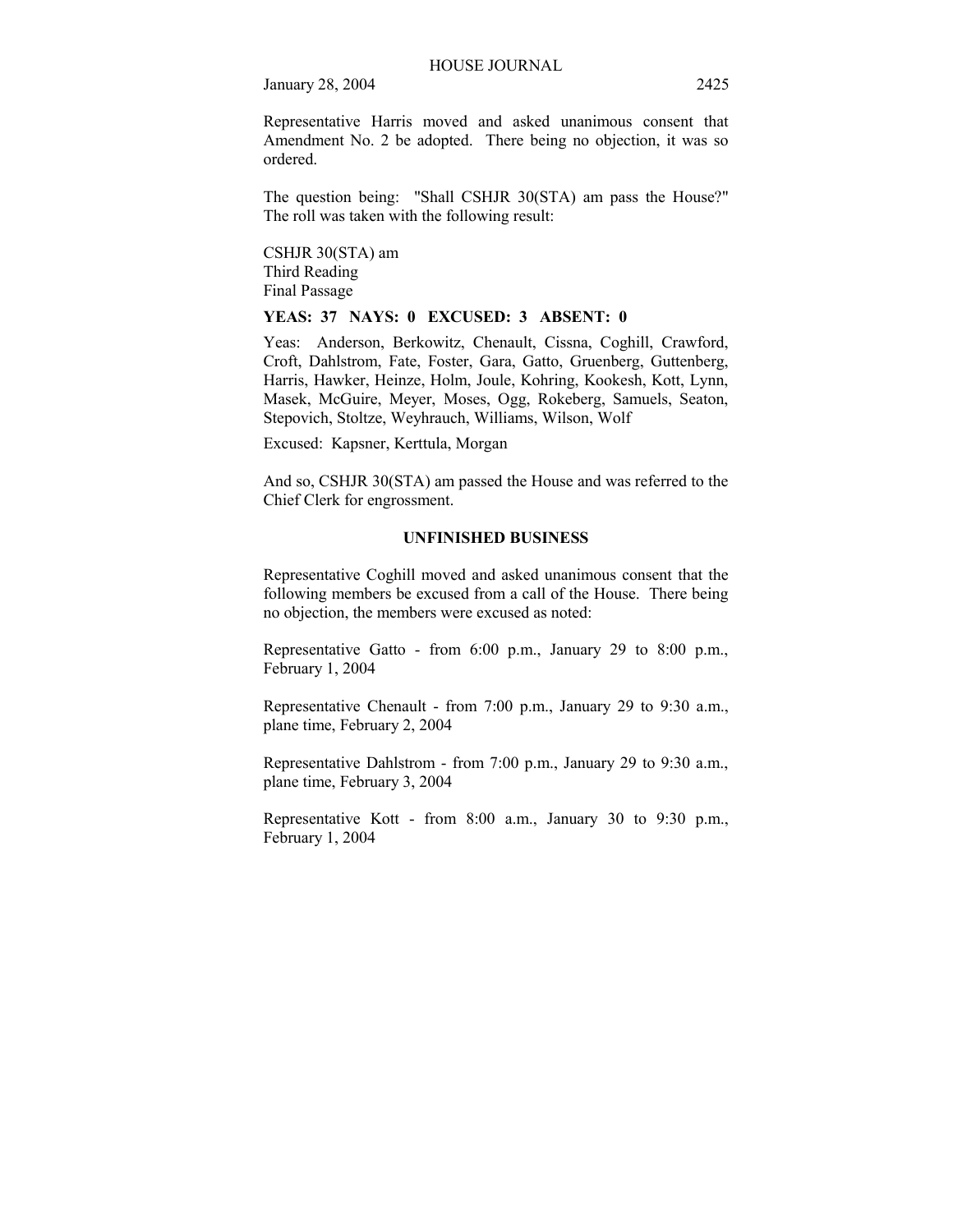Representative Harris moved and asked unanimous consent that Amendment No. 2 be adopted. There being no objection, it was so ordered.

The question being: "Shall CSHJR 30(STA) am pass the House?" The roll was taken with the following result:

CSHJR 30(STA) am
Third Reading
Final Passage

**YEAS: 37 NAYS: 0 EXCUSED: 3 ABSENT: 0**

Yeas: Anderson, Berkowitz, Chenault, Cissna, Coghill, Crawford, Croft, Dahlstrom, Fate, Foster, Gara, Gatto, Gruenberg, Guttenberg, Harris, Hawker, Heinze, Holm, Joule, Kohring, Kookesh, Kott, Lynn, Masek, McGuire, Meyer, Moses, Ogg, Rokeberg, Samuels, Seaton, Stepovich, Stoltze, Weyhrauch, Williams, Wilson, Wolf

Excused: Kapsner, Kerttula, Morgan

And so, CSHJR 30(STA) am passed the House and was referred to the Chief Clerk for engrossment.

## UNFINISHED BUSINESS

Representative Coghill moved and asked unanimous consent that the following members be excused from a call of the House. There being no objection, the members were excused as noted:

Representative Gatto - from 6:00 p.m., January 29 to 8:00 p.m., February 1, 2004

Representative Chenault - from 7:00 p.m., January 29 to 9:30 a.m., plane time, February 2, 2004

Representative Dahlstrom - from 7:00 p.m., January 29 to 9:30 a.m., plane time, February 3, 2004

Representative Kott - from 8:00 a.m., January 30 to 9:30 p.m., February 1, 2004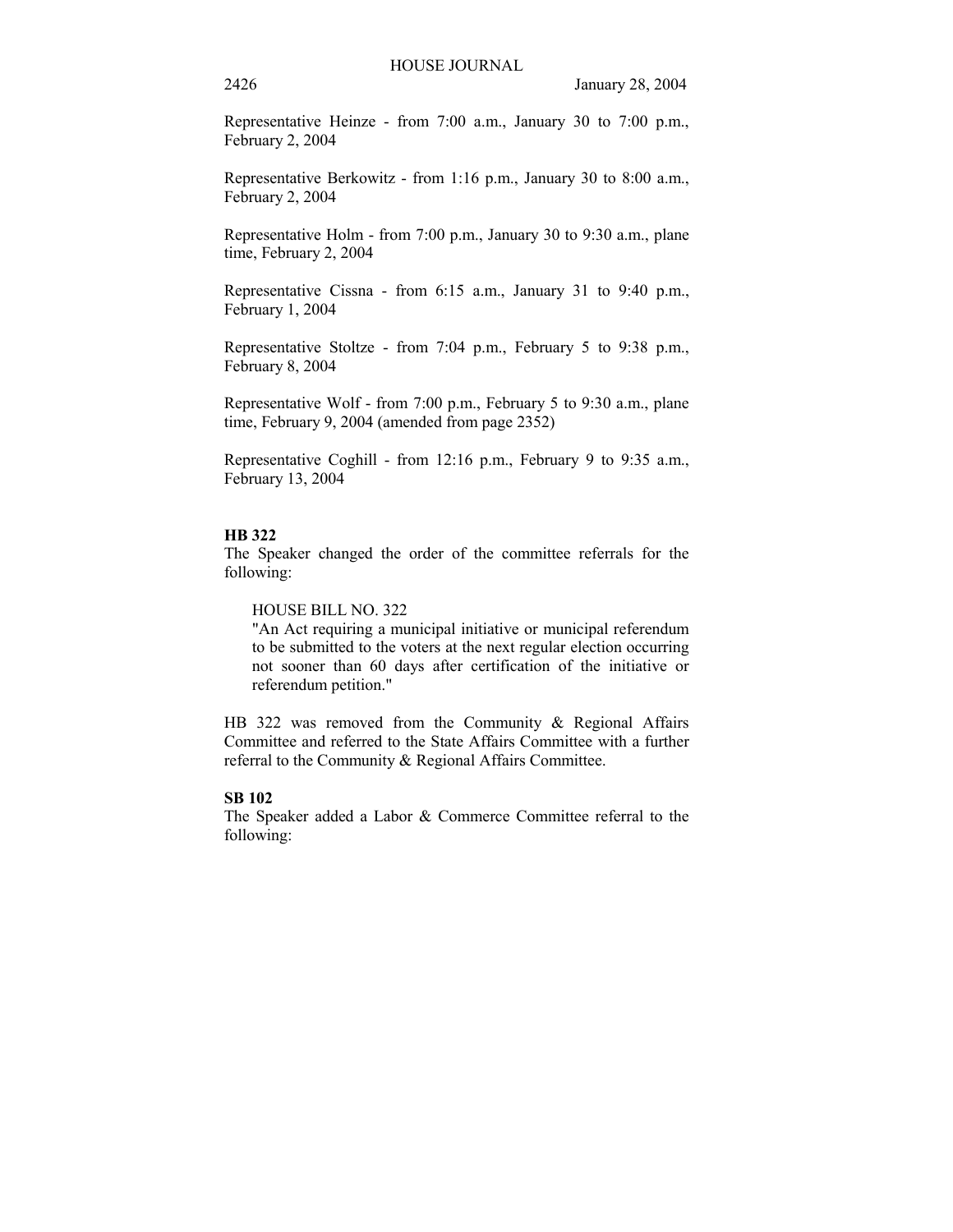Representative Heinze - from 7:00 a.m., January 30 to 7:00 p.m., February 2, 2004

Representative Berkowitz - from 1:16 p.m., January 30 to 8:00 a.m., February 2, 2004

Representative Holm - from 7:00 p.m., January 30 to 9:30 a.m., plane time, February 2, 2004

Representative Cissna - from 6:15 a.m., January 31 to 9:40 p.m., February 1, 2004

Representative Stoltze - from 7:04 p.m., February 5 to 9:38 p.m., February 8, 2004

Representative Wolf - from 7:00 p.m., February 5 to 9:30 a.m., plane time, February 9, 2004 (amended from page 2352)

Representative Coghill - from 12:16 p.m., February 9 to 9:35 a.m., February 13, 2004

**HB 322**

The Speaker changed the order of the committee referrals for the following:

HOUSE BILL NO. 322

"An Act requiring a municipal initiative or municipal referendum to be submitted to the voters at the next regular election occurring not sooner than 60 days after certification of the initiative or referendum petition."

HB 322 was removed from the Community & Regional Affairs Committee and referred to the State Affairs Committee with a further referral to the Community & Regional Affairs Committee.

**SB 102**

The Speaker added a Labor & Commerce Committee referral to the following: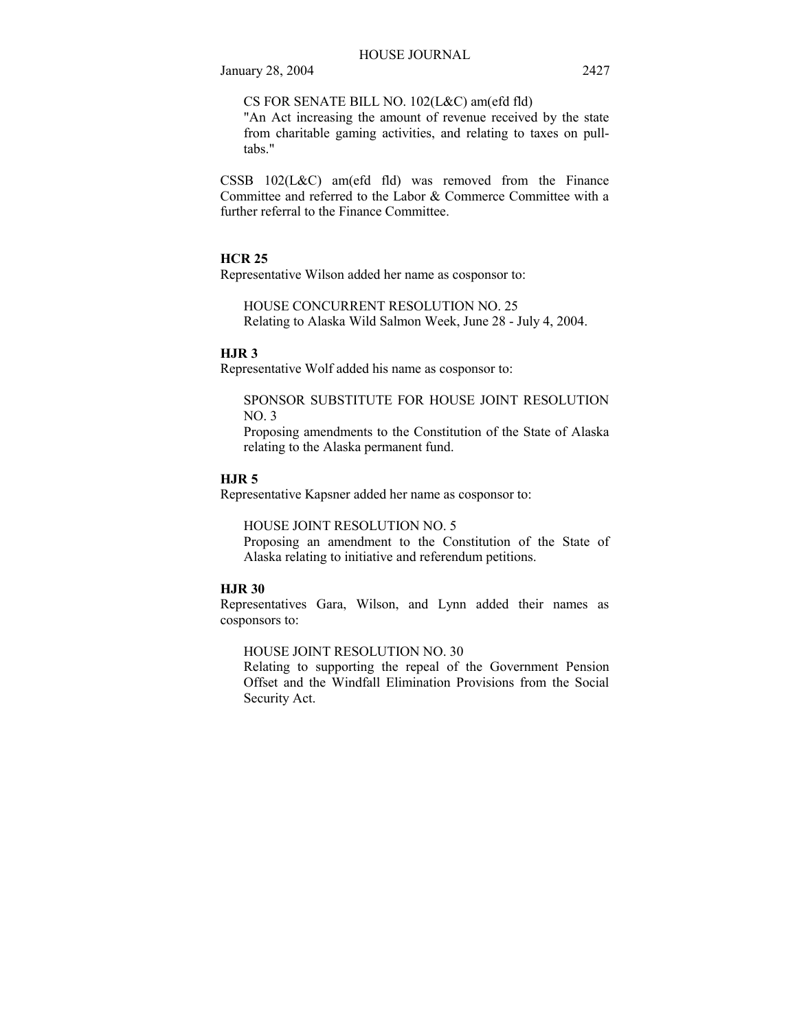CS FOR SENATE BILL NO. 102(L&C) am(efd fld)
"An Act increasing the amount of revenue received by the state from charitable gaming activities, and relating to taxes on pull-tabs."

CSSB 102(L&C) am(efd fld) was removed from the Finance Committee and referred to the Labor & Commerce Committee with a further referral to the Finance Committee.

**HCR 25**
Representative Wilson added her name as cosponsor to:

HOUSE CONCURRENT RESOLUTION NO. 25
Relating to Alaska Wild Salmon Week, June 28 - July 4, 2004.

**HJR 3**
Representative Wolf added his name as cosponsor to:

SPONSOR SUBSTITUTE FOR HOUSE JOINT RESOLUTION NO. 3
Proposing amendments to the Constitution of the State of Alaska relating to the Alaska permanent fund.

**HJR 5**
Representative Kapsner added her name as cosponsor to:

HOUSE JOINT RESOLUTION NO. 5
Proposing an amendment to the Constitution of the State of Alaska relating to initiative and referendum petitions.

**HJR 30**
Representatives Gara, Wilson, and Lynn added their names as cosponsors to:

HOUSE JOINT RESOLUTION NO. 30
Relating to supporting the repeal of the Government Pension Offset and the Windfall Elimination Provisions from the Social Security Act.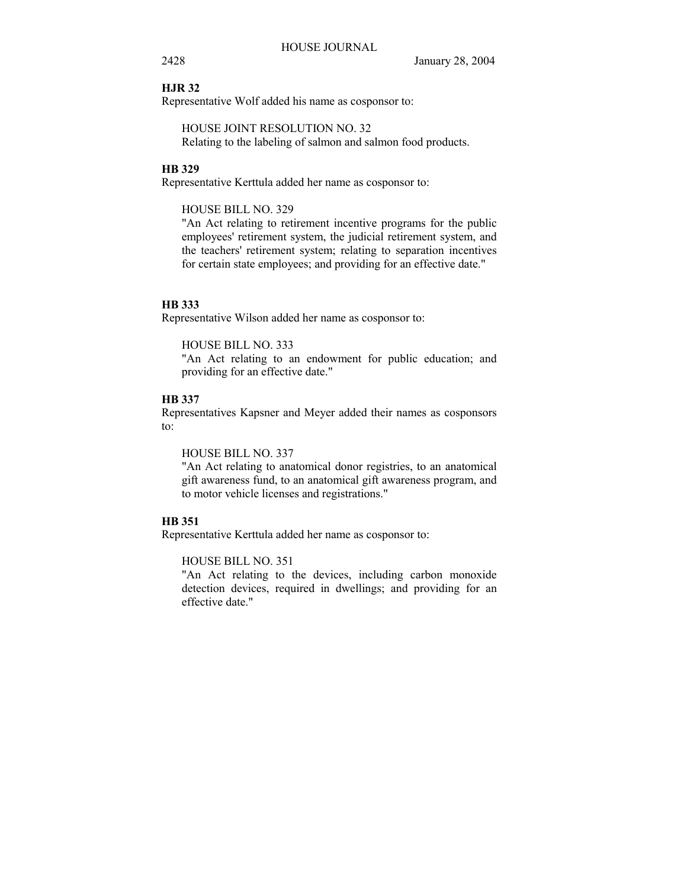**HJR 32**
Representative Wolf added his name as cosponsor to:

HOUSE JOINT RESOLUTION NO. 32
Relating to the labeling of salmon and salmon food products.

**HB 329**
Representative Kerttula added her name as cosponsor to:

HOUSE BILL NO. 329
"An Act relating to retirement incentive programs for the public employees' retirement system, the judicial retirement system, and the teachers' retirement system; relating to separation incentives for certain state employees; and providing for an effective date."

**HB 333**
Representative Wilson added her name as cosponsor to:

HOUSE BILL NO. 333
"An Act relating to an endowment for public education; and providing for an effective date."

**HB 337**
Representatives Kapsner and Meyer added their names as cosponsors to:

HOUSE BILL NO. 337
"An Act relating to anatomical donor registries, to an anatomical gift awareness fund, to an anatomical gift awareness program, and to motor vehicle licenses and registrations."

**HB 351**
Representative Kerttula added her name as cosponsor to:

HOUSE BILL NO. 351
"An Act relating to the devices, including carbon monoxide detection devices, required in dwellings; and providing for an effective date."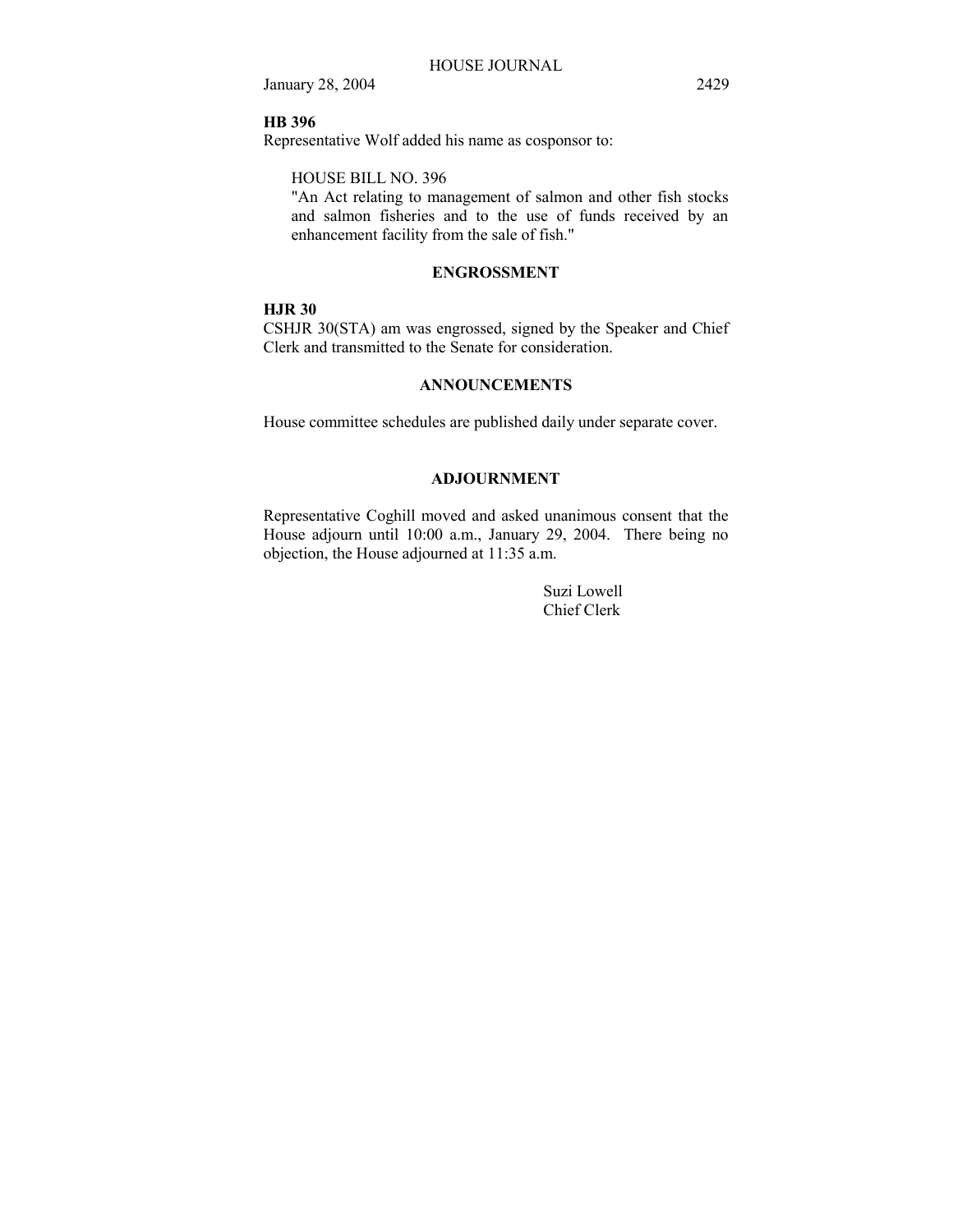**HB 396**

Representative Wolf added his name as cosponsor to:

> HOUSE BILL NO. 396
> "An Act relating to management of salmon and other fish stocks and salmon fisheries and to the use of funds received by an enhancement facility from the sale of fish."

## ENGROSSMENT

**HJR 30**

CSHJR 30(STA) am was engrossed, signed by the Speaker and Chief Clerk and transmitted to the Senate for consideration.

## ANNOUNCEMENTS

House committee schedules are published daily under separate cover.

## ADJOURNMENT

Representative Coghill moved and asked unanimous consent that the House adjourn until 10:00 a.m., January 29, 2004. There being no objection, the House adjourned at 11:35 a.m.

Suzi Lowell
Chief Clerk